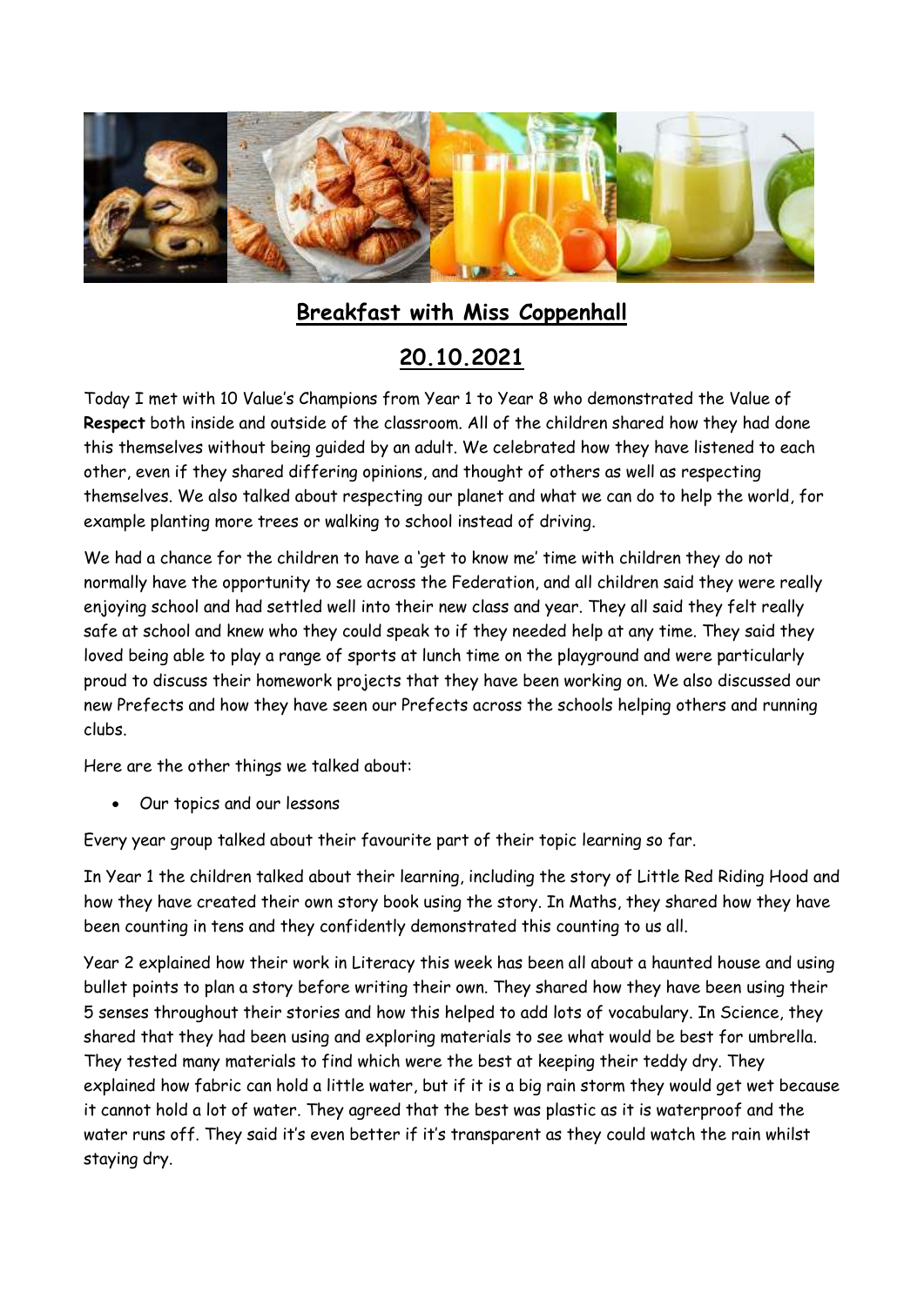# Breakfast with Miss Coppenhall

## 20.10.2021

Today I met with 10 Value's Champions from Year 1 to Year 8 who demonstrated the Value of **Respect** both inside and outside of the classroom. All of the children shared how they had done this themselves without being guided by an adult. We celebrated how they have listened to each other, even if they shared differing opinions, and thought of others as well as respecting themselves. We also talked about respecting our planet and what we can do to help the world, for example planting more trees or walking to school instead of driving.

We had a chance for the children to have a 'get to know me' time with children they do not normally have the opportunity to see across the Federation, and all children said they were really enjoying school and had settled well into their new class and year. They all said they felt really safe at school and knew who they could speak to if they needed help at any time. They said they loved being able to play a range of sports at lunch time on the playground and were particularly proud to discuss their homework projects that they have been working on. We also discussed our new Prefects and how they have seen our Prefects across the schools helping others and running clubs.

Here are the other things we talked about:

- Our topics and our lessons

Every year group talked about their favourite part of their topic learning so far.

In Year 1 the children talked about their learning, including the story of Little Red Riding Hood and how they have created their own story book using the story. In Maths, they shared how they have been counting in tens and they confidently demonstrated this counting to us all.

Year 2 explained how their work in Literacy this week has been all about a haunted house and using bullet points to plan a story before writing their own. They shared how they have been using their 5 senses throughout their stories and how this helped to add lots of vocabulary. In Science, they shared that they had been using and exploring materials to see what would be best for umbrella. They tested many materials to find which were the best at keeping their teddy dry. They explained how fabric can hold a little water, but if it is a big rain storm they would get wet because it cannot hold a lot of water. They agreed that the best was plastic as it is waterproof and the water runs off. They said it's even better if it's transparent as they could watch the rain whilst staying dry.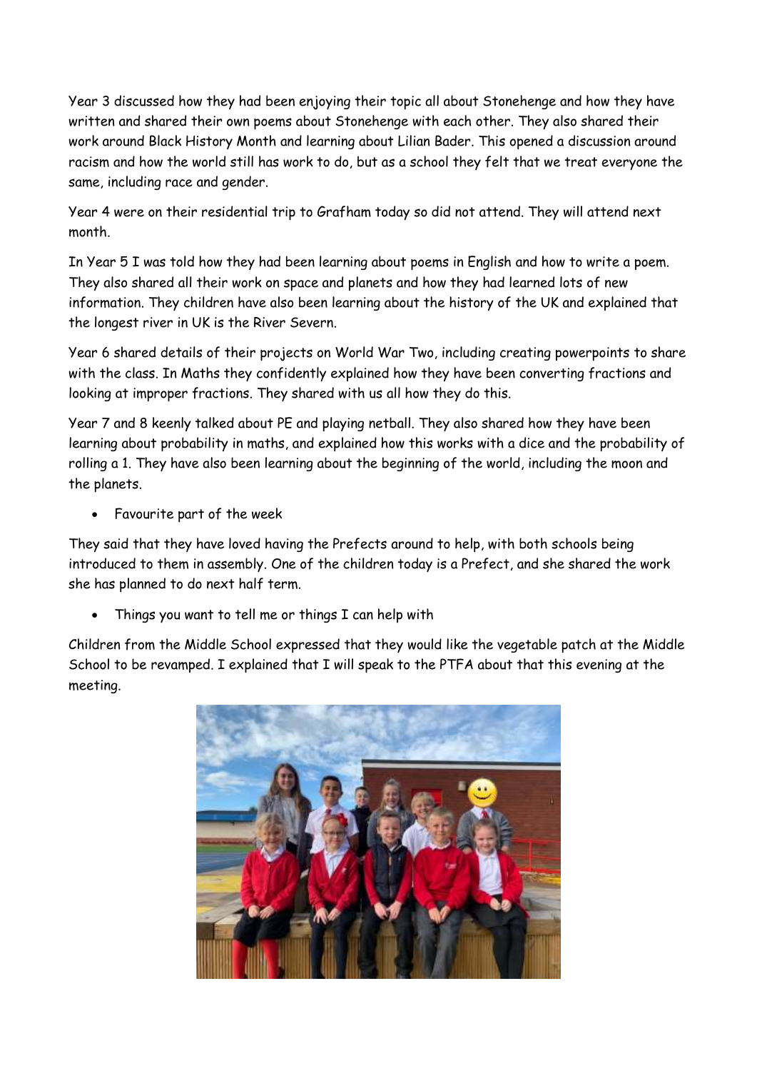Year 3 discussed how they had been enjoying their topic all about Stonehenge and how they have written and shared their own poems about Stonehenge with each other. They also shared their work around Black History Month and learning about Lilian Bader. This opened a discussion around racism and how the world still has work to do, but as a school they felt that we treat everyone the same, including race and gender.

Year 4 were on their residential trip to Grafham today so did not attend. They will attend next month.

In Year 5 I was told how they had been learning about poems in English and how to write a poem. They also shared all their work on space and planets and how they had learned lots of new information. They children have also been learning about the history of the UK and explained that the longest river in UK is the River Severn.

Year 6 shared details of their projects on World War Two, including creating powerpoints to share with the class. In Maths they confidently explained how they have been converting fractions and looking at improper fractions. They shared with us all how they do this.

Year 7 and 8 keenly talked about PE and playing netball. They also shared how they have been learning about probability in maths, and explained how this works with a dice and the probability of rolling a 1. They have also been learning about the beginning of the world, including the moon and the planets.

- Favourite part of the week

They said that they have loved having the Prefects around to help, with both schools being introduced to them in assembly. One of the children today is a Prefect, and she shared the work she has planned to do next half term.

- Things you want to tell me or things I can help with

Children from the Middle School expressed that they would like the vegetable patch at the Middle School to be revamped. I explained that I will speak to the PTFA about that this evening at the meeting.